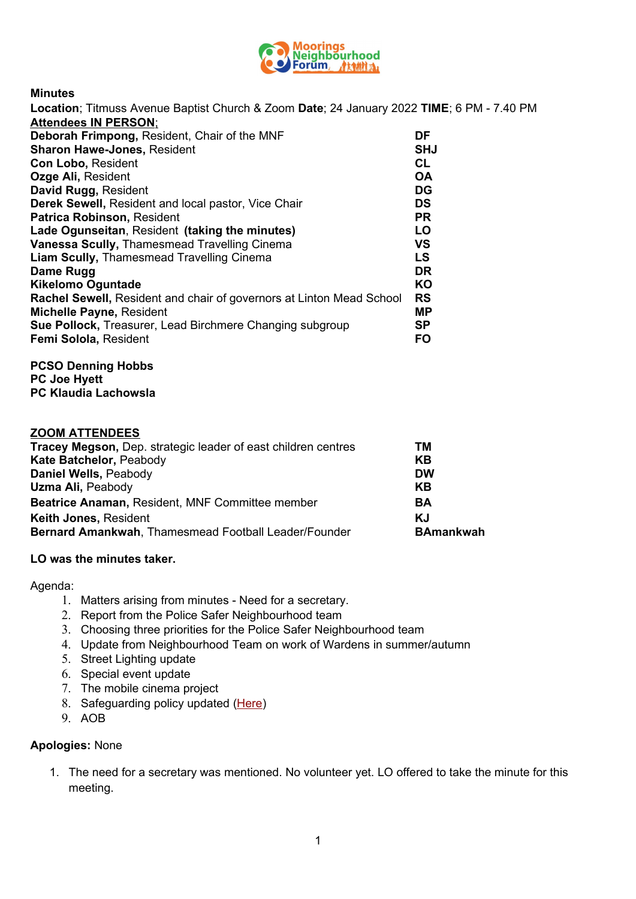**Minutes**

**Location**; Titmuss Avenue Baptist Church & Zoom **Date**; 24 January 2022 **TIME**; 6 PM - 7.40 PM

**Attendees IN PERSON**;

| | |
|---|---|
| **Deborah Frimpong,** Resident, Chair of the MNF | **DF** |
| **Sharon Hawe-Jones,** Resident | **SHJ** |
| **Con Lobo,** Resident | **CL** |
| **Ozge Ali,** Resident | **OA** |
| **David Rugg,** Resident | **DG** |
| **Derek Sewell,** Resident and local pastor, Vice Chair | **DS** |
| **Patrica Robinson,** Resident | **PR** |
| **Lade Ogunseitan**, Resident **(taking the minutes)** | **LO** |
| **Vanessa Scully,** Thamesmead Travelling Cinema | **VS** |
| **Liam Scully,** Thamesmead Travelling Cinema | **LS** |
| **Dame Rugg** | **DR** |
| **Kikelomo Oguntade** | **KO** |
| **Rachel Sewell,** Resident and chair of governors at Linton Mead School | **RS** |
| **Michelle Payne,** Resident | **MP** |
| **Sue Pollock,** Treasurer, Lead Birchmere Changing subgroup | **SP** |
| **Femi Solola,** Resident | **FO** |

**PCSO Denning Hobbs**
**PC Joe Hyett**
**PC Klaudia Lachowsla**

**ZOOM ATTENDEES**

| | |
|---|---|
| **Tracey Megson,** Dep. strategic leader of east children centres | **TM** |
| **Kate Batchelor,** Peabody | **KB** |
| **Daniel Wells,** Peabody | **DW** |
| **Uzma Ali,** Peabody | **KB** |
| **Beatrice Anaman,** Resident, MNF Committee member | **BA** |
| **Keith Jones,** Resident | **KJ** |
| **Bernard Amankwah**, Thamesmead Football Leader/Founder | **BAmankwah** |

**LO was the minutes taker.**

Agenda:

1. Matters arising from minutes - Need for a secretary.
2. Report from the Police Safer Neighbourhood team
3. Choosing three priorities for the Police Safer Neighbourhood team
4. Update from Neighbourhood Team on work of Wardens in summer/autumn
5. Street Lighting update
6. Special event update
7. The mobile cinema project
8. Safeguarding policy updated (Here)
9. AOB

**Apologies:** None

1. The need for a secretary was mentioned. No volunteer yet. LO offered to take the minute for this meeting.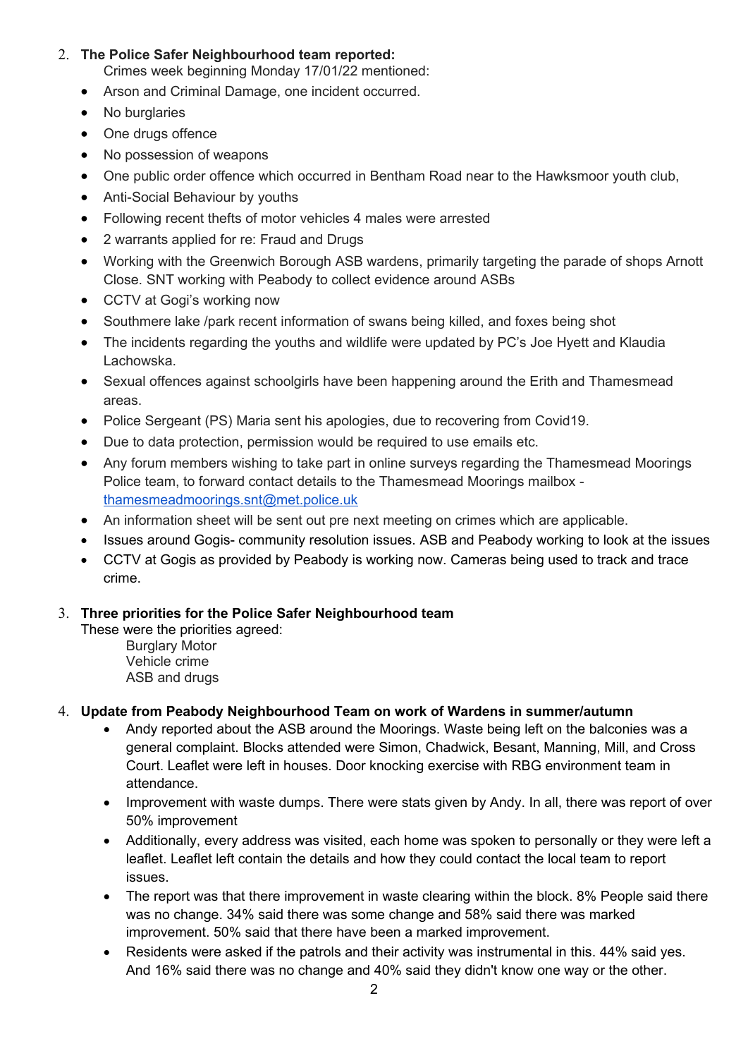2. **The Police Safer Neighbourhood team reported:**
   Crimes week beginning Monday 17/01/22 mentioned:

- Arson and Criminal Damage, one incident occurred.
- No burglaries
- One drugs offence
- No possession of weapons
- One public order offence which occurred in Bentham Road near to the Hawksmoor youth club,
- Anti-Social Behaviour by youths
- Following recent thefts of motor vehicles 4 males were arrested
- 2 warrants applied for re: Fraud and Drugs
- Working with the Greenwich Borough ASB wardens, primarily targeting the parade of shops Arnott Close. SNT working with Peabody to collect evidence around ASBs
- CCTV at Gogi's working now
- Southmere lake /park recent information of swans being killed, and foxes being shot
- The incidents regarding the youths and wildlife were updated by PC's Joe Hyett and Klaudia Lachowska.
- Sexual offences against schoolgirls have been happening around the Erith and Thamesmead areas.
- Police Sergeant (PS) Maria sent his apologies, due to recovering from Covid19.
- Due to data protection, permission would be required to use emails etc.
- Any forum members wishing to take part in online surveys regarding the Thamesmead Moorings Police team, to forward contact details to the Thamesmead Moorings mailbox - thamesmeadmoorings.snt@met.police.uk
- An information sheet will be sent out pre next meeting on crimes which are applicable.
- Issues around Gogis- community resolution issues. ASB and Peabody working to look at the issues
- CCTV at Gogis as provided by Peabody is working now. Cameras being used to track and trace crime.

3. **Three priorities for the Police Safer Neighbourhood team**
   These were the priorities agreed:
   Burglary Motor
   Vehicle crime
   ASB and drugs

4. **Update from Peabody Neighbourhood Team on work of Wardens in summer/autumn**
   - Andy reported about the ASB around the Moorings. Waste being left on the balconies was a general complaint. Blocks attended were Simon, Chadwick, Besant, Manning, Mill, and Cross Court. Leaflet were left in houses. Door knocking exercise with RBG environment team in attendance.
   - Improvement with waste dumps. There were stats given by Andy. In all, there was report of over 50% improvement
   - Additionally, every address was visited, each home was spoken to personally or they were left a leaflet. Leaflet left contain the details and how they could contact the local team to report issues.
   - The report was that there improvement in waste clearing within the block. 8% People said there was no change. 34% said there was some change and 58% said there was marked improvement. 50% said that there have been a marked improvement.
   - Residents were asked if the patrols and their activity was instrumental in this. 44% said yes. And 16% said there was no change and 40% said they didn't know one way or the other.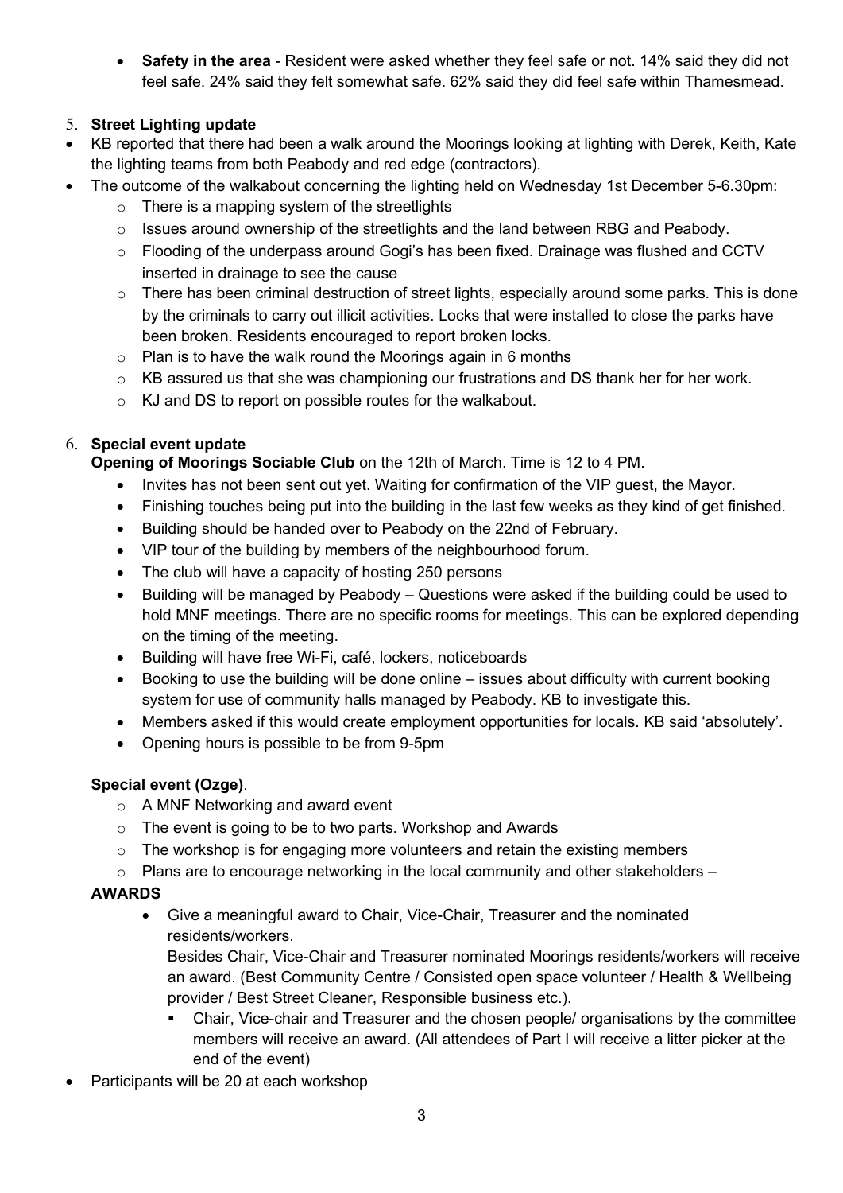- **Safety in the area** - Resident were asked whether they feel safe or not. 14% said they did not feel safe. 24% said they felt somewhat safe. 62% said they did feel safe within Thamesmead.

5. **Street Lighting update**

- KB reported that there had been a walk around the Moorings looking at lighting with Derek, Keith, Kate the lighting teams from both Peabody and red edge (contractors).
- The outcome of the walkabout concerning the lighting held on Wednesday 1st December 5-6.30pm:
    - There is a mapping system of the streetlights
    - Issues around ownership of the streetlights and the land between RBG and Peabody.
    - Flooding of the underpass around Gogi's has been fixed. Drainage was flushed and CCTV inserted in drainage to see the cause
    - There has been criminal destruction of street lights, especially around some parks. This is done by the criminals to carry out illicit activities. Locks that were installed to close the parks have been broken. Residents encouraged to report broken locks.
    - Plan is to have the walk round the Moorings again in 6 months
    - KB assured us that she was championing our frustrations and DS thank her for her work.
    - KJ and DS to report on possible routes for the walkabout.

6. **Special event update**

**Opening of Moorings Sociable Club** on the 12th of March. Time is 12 to 4 PM.

- Invites has not been sent out yet. Waiting for confirmation of the VIP guest, the Mayor.
- Finishing touches being put into the building in the last few weeks as they kind of get finished.
- Building should be handed over to Peabody on the 22nd of February.
- VIP tour of the building by members of the neighbourhood forum.
- The club will have a capacity of hosting 250 persons
- Building will be managed by Peabody – Questions were asked if the building could be used to hold MNF meetings. There are no specific rooms for meetings. This can be explored depending on the timing of the meeting.
- Building will have free Wi-Fi, café, lockers, noticeboards
- Booking to use the building will be done online – issues about difficulty with current booking system for use of community halls managed by Peabody. KB to investigate this.
- Members asked if this would create employment opportunities for locals. KB said 'absolutely'.
- Opening hours is possible to be from 9-5pm

**Special event (Ozge)**.

- A MNF Networking and award event
- The event is going to be to two parts. Workshop and Awards
- The workshop is for engaging more volunteers and retain the existing members
- Plans are to encourage networking in the local community and other stakeholders –

**AWARDS**

- Give a meaningful award to Chair, Vice-Chair, Treasurer and the nominated residents/workers.
  Besides Chair, Vice-Chair and Treasurer nominated Moorings residents/workers will receive an award. (Best Community Centre / Consisted open space volunteer / Health & Wellbeing provider / Best Street Cleaner, Responsible business etc.).
    - Chair, Vice-chair and Treasurer and the chosen people/ organisations by the committee members will receive an award. (All attendees of Part I will receive a litter picker at the end of the event)

- Participants will be 20 at each workshop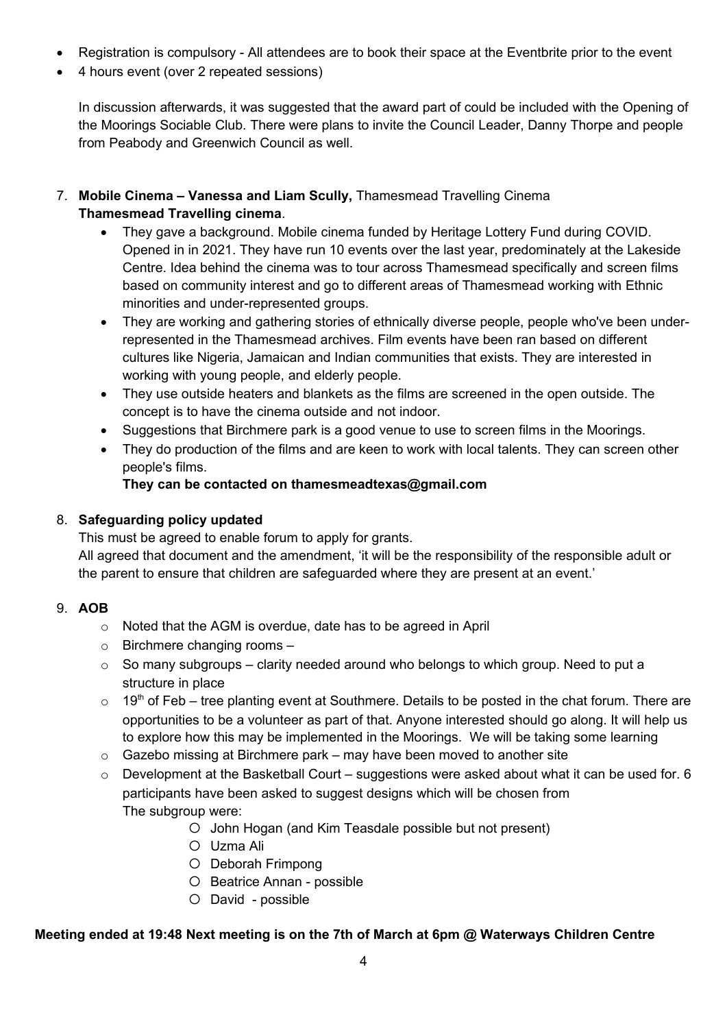- Registration is compulsory - All attendees are to book their space at the Eventbrite prior to the event
- 4 hours event (over 2 repeated sessions)

  In discussion afterwards, it was suggested that the award part of could be included with the Opening of the Moorings Sociable Club. There were plans to invite the Council Leader, Danny Thorpe and people from Peabody and Greenwich Council as well.

7. **Mobile Cinema – Vanessa and Liam Scully,** Thamesmead Travelling Cinema **Thamesmead Travelling cinema**.
   - They gave a background. Mobile cinema funded by Heritage Lottery Fund during COVID. Opened in in 2021. They have run 10 events over the last year, predominately at the Lakeside Centre. Idea behind the cinema was to tour across Thamesmead specifically and screen films based on community interest and go to different areas of Thamesmead working with Ethnic minorities and under-represented groups.
   - They are working and gathering stories of ethnically diverse people, people who've been under-represented in the Thamesmead archives. Film events have been ran based on different cultures like Nigeria, Jamaican and Indian communities that exists. They are interested in working with young people, and elderly people.
   - They use outside heaters and blankets as the films are screened in the open outside. The concept is to have the cinema outside and not indoor.
   - Suggestions that Birchmere park is a good venue to use to screen films in the Moorings.
   - They do production of the films and are keen to work with local talents. They can screen other people's films.

     **They can be contacted on thamesmeadtexas@gmail.com**

8. **Safeguarding policy updated**

   This must be agreed to enable forum to apply for grants.

   All agreed that document and the amendment, 'it will be the responsibility of the responsible adult or the parent to ensure that children are safeguarded where they are present at an event.'

9. **AOB**
   - Noted that the AGM is overdue, date has to be agreed in April
   - Birchmere changing rooms –
   - So many subgroups – clarity needed around who belongs to which group. Need to put a structure in place
   - 19th of Feb – tree planting event at Southmere. Details to be posted in the chat forum. There are opportunities to be a volunteer as part of that. Anyone interested should go along. It will help us to explore how this may be implemented in the Moorings. We will be taking some learning
   - Gazebo missing at Birchmere park – may have been moved to another site
   - Development at the Basketball Court – suggestions were asked about what it can be used for. 6 participants have been asked to suggest designs which will be chosen from

     The subgroup were:
     - John Hogan (and Kim Teasdale possible but not present)
     - Uzma Ali
     - Deborah Frimpong
     - Beatrice Annan - possible
     - David - possible

**Meeting ended at 19:48 Next meeting is on the 7th of March at 6pm @ Waterways Children Centre**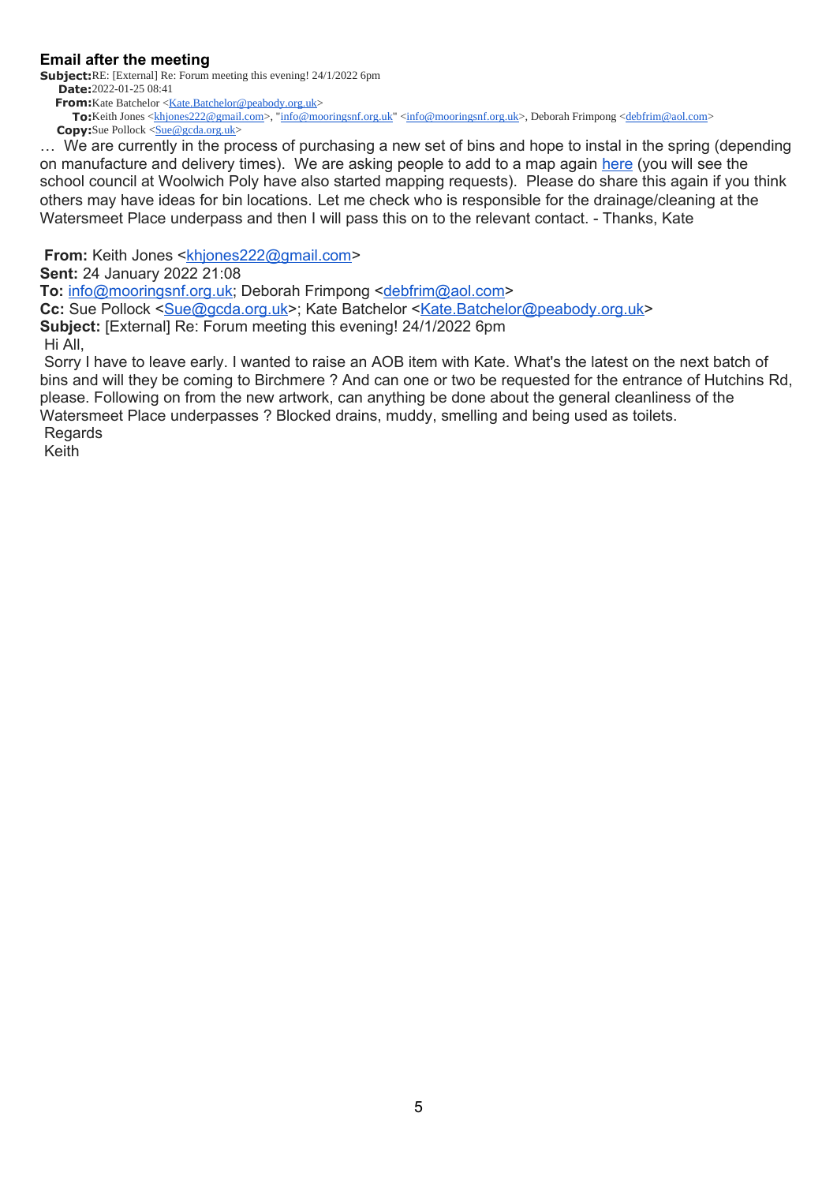### Email after the meeting

**Subject:** RE: [External] Re: Forum meeting this evening! 24/1/2022 6pm
**Date:** 2022-01-25 08:41
**From:** Kate Batchelor <Kate.Batchelor@peabody.org.uk>
**To:** Keith Jones <khjones222@gmail.com>, "info@mooringsnf.org.uk" <info@mooringsnf.org.uk>, Deborah Frimpong <debfrim@aol.com>
**Copy:** Sue Pollock <Sue@gcda.org.uk>

… We are currently in the process of purchasing a new set of bins and hope to instal in the spring (depending on manufacture and delivery times). We are asking people to add to a map again here (you will see the school council at Woolwich Poly have also started mapping requests). Please do share this again if you think others may have ideas for bin locations. Let me check who is responsible for the drainage/cleaning at the Watersmeet Place underpass and then I will pass this on to the relevant contact. - Thanks, Kate

**From:** Keith Jones <khjones222@gmail.com>
**Sent:** 24 January 2022 21:08
**To:** info@mooringsnf.org.uk; Deborah Frimpong <debfrim@aol.com>
**Cc:** Sue Pollock <Sue@gcda.org.uk>; Kate Batchelor <Kate.Batchelor@peabody.org.uk>
**Subject:** [External] Re: Forum meeting this evening! 24/1/2022 6pm

Hi All,

Sorry I have to leave early. I wanted to raise an AOB item with Kate. What's the latest on the next batch of bins and will they be coming to Birchmere ? And can one or two be requested for the entrance of Hutchins Rd, please. Following on from the new artwork, can anything be done about the general cleanliness of the Watersmeet Place underpasses ? Blocked drains, muddy, smelling and being used as toilets.

Regards

Keith